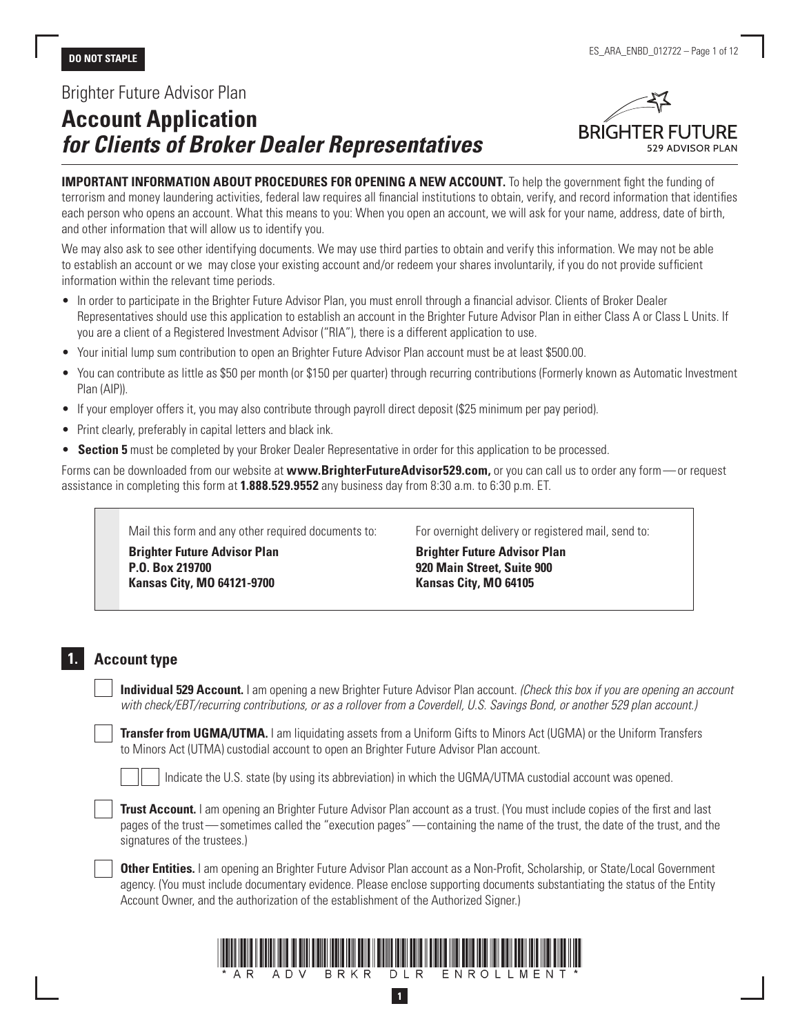**DO NOT STAPLE**

Brighter Future Advisor Plan

# Account Application *for Clients of Broker Dealer Representatives*

**IMPORTANT INFORMATION ABOUT PROCEDURES FOR OPENING A NEW ACCOUNT.** To help the government fight the funding of terrorism and money laundering activities, federal law requires all financial institutions to obtain, verify, and record information that identifies each person who opens an account. What this means to you: When you open an account, we will ask for your name, address, date of birth, and other information that will allow us to identify you.

We may also ask to see other identifying documents. We may use third parties to obtain and verify this information. We may not be able to establish an account or we may close your existing account and/or redeem your shares involuntarily, if you do not provide sufficient information within the relevant time periods.

- In order to participate in the Brighter Future Advisor Plan, you must enroll through a financial advisor. Clients of Broker Dealer Representatives should use this application to establish an account in the Brighter Future Advisor Plan in either Class A or Class L Units. If you are a client of a Registered Investment Advisor ("RIA"), there is a different application to use.
- Your initial lump sum contribution to open an Brighter Future Advisor Plan account must be at least $500.00.
- You can contribute as little as $50 per month (or $150 per quarter) through recurring contributions (Formerly known as Automatic Investment Plan (AIP)).
- If your employer offers it, you may also contribute through payroll direct deposit ($25 minimum per pay period).
- Print clearly, preferably in capital letters and black ink.
- **Section 5** must be completed by your Broker Dealer Representative in order for this application to be processed.

Forms can be downloaded from our website at **www.BrighterFutureAdvisor529.com,** or you can call us to order any form — or request assistance in completing this form at **1.888.529.9552** any business day from 8:30 a.m. to 6:30 p.m. ET.

Mail this form and any other required documents to:

**Brighter Future Advisor Plan**
**P.O. Box 219700**
**Kansas City, MO 64121-9700**

For overnight delivery or registered mail, send to:

**Brighter Future Advisor Plan**
**920 Main Street, Suite 900**
**Kansas City, MO 64105**

## 1. Account type

☐ **Individual 529 Account.** I am opening a new Brighter Future Advisor Plan account. *(Check this box if you are opening an account with check/EBT/recurring contributions, or as a rollover from a Coverdell, U.S. Savings Bond, or another 529 plan account.)*

☐ **Transfer from UGMA/UTMA.** I am liquidating assets from a Uniform Gifts to Minors Act (UGMA) or the Uniform Transfers to Minors Act (UTMA) custodial account to open an Brighter Future Advisor Plan account.

☐☐ Indicate the U.S. state (by using its abbreviation) in which the UGMA/UTMA custodial account was opened.

☐ **Trust Account.** I am opening an Brighter Future Advisor Plan account as a trust. (You must include copies of the first and last pages of the trust — sometimes called the "execution pages" — containing the name of the trust, the date of the trust, and the signatures of the trustees.)

☐ **Other Entities.** I am opening an Brighter Future Advisor Plan account as a Non-Profit, Scholarship, or State/Local Government agency. (You must include documentary evidence. Please enclose supporting documents substantiating the status of the Entity Account Owner, and the authorization of the establishment of the Authorized Signer.)

*AR ADV BRKR DLR ENROLLMENT*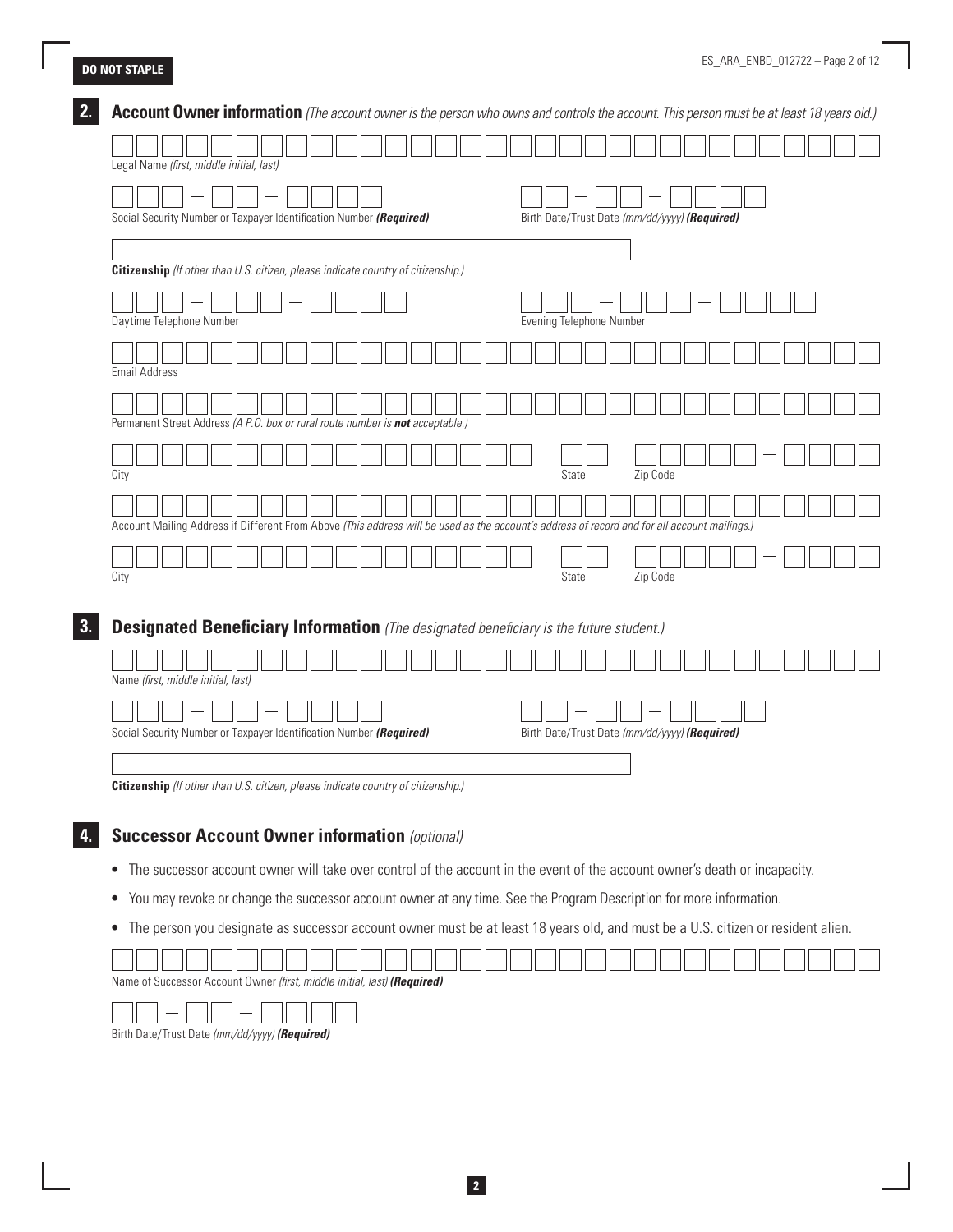**DO NOT STAPLE**

## 2. Account Owner information *(The account owner is the person who owns and controls the account. This person must be at least 18 years old.)*

Legal Name *(first, middle initial, last)*

Social Security Number or Taxpayer Identification Number ***(Required)***

Birth Date/Trust Date *(mm/dd/yyyy)* ***(Required)***

**Citizenship** *(If other than U.S. citizen, please indicate country of citizenship.)*

Daytime Telephone Number

Evening Telephone Number

Email Address

Permanent Street Address *(A P.O. box or rural route number is **not** acceptable.)*

City

State

Zip Code

Account Mailing Address if Different From Above *(This address will be used as the account's address of record and for all account mailings.)*

City

State

Zip Code

## 3. Designated Beneficiary Information *(The designated beneficiary is the future student.)*

Name *(first, middle initial, last)*

Social Security Number or Taxpayer Identification Number ***(Required)***

Birth Date/Trust Date *(mm/dd/yyyy)* ***(Required)***

**Citizenship** *(If other than U.S. citizen, please indicate country of citizenship.)*

## 4. Successor Account Owner information *(optional)*

- The successor account owner will take over control of the account in the event of the account owner's death or incapacity.
- You may revoke or change the successor account owner at any time. See the Program Description for more information.
- The person you designate as successor account owner must be at least 18 years old, and must be a U.S. citizen or resident alien.

Name of Successor Account Owner *(first, middle initial, last)* ***(Required)***

Birth Date/Trust Date *(mm/dd/yyyy)* ***(Required)***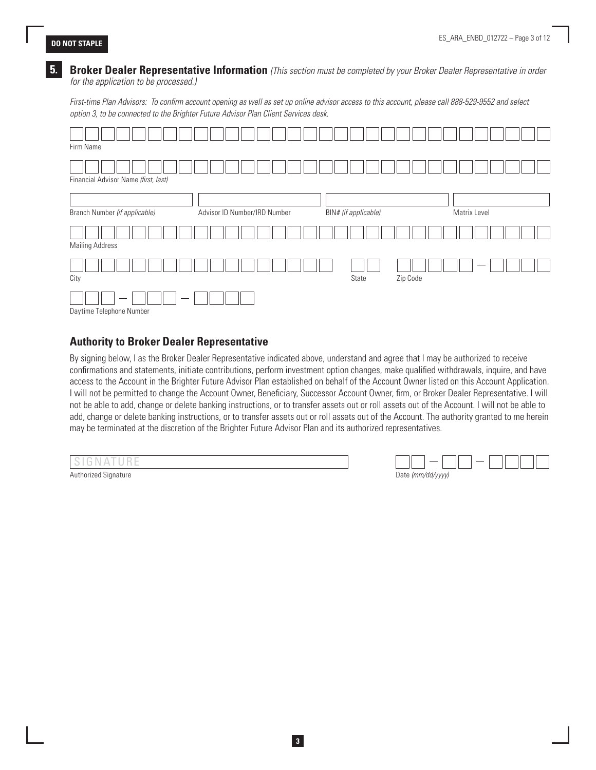DO NOT STAPLE

## 5. Broker Dealer Representative Information *(This section must be completed by your Broker Dealer Representative in order for the application to be processed.)*

*First-time Plan Advisors: To confirm account opening as well as set up online advisor access to this account, please call 888-529-9552 and select option 3, to be connected to the Brighter Future Advisor Plan Client Services desk.*

Firm Name

Financial Advisor Name *(first, last)*

Branch Number *(if applicable)*

Advisor ID Number/IRD Number

BIN# *(if applicable)*

Matrix Level

Mailing Address

City

State

Zip Code

Daytime Telephone Number

### Authority to Broker Dealer Representative

By signing below, I as the Broker Dealer Representative indicated above, understand and agree that I may be authorized to receive confirmations and statements, initiate contributions, perform investment option changes, make qualified withdrawals, inquire, and have access to the Account in the Brighter Future Advisor Plan established on behalf of the Account Owner listed on this Account Application. I will not be permitted to change the Account Owner, Beneficiary, Successor Account Owner, firm, or Broker Dealer Representative. I will not be able to add, change or delete banking instructions, or to transfer assets out or roll assets out of the Account. I will not be able to add, change or delete banking instructions, or to transfer assets out or roll assets out of the Account. The authority granted to me herein may be terminated at the discretion of the Brighter Future Advisor Plan and its authorized representatives.

SIGNATURE

Authorized Signature

Date *(mm/dd/yyyy)*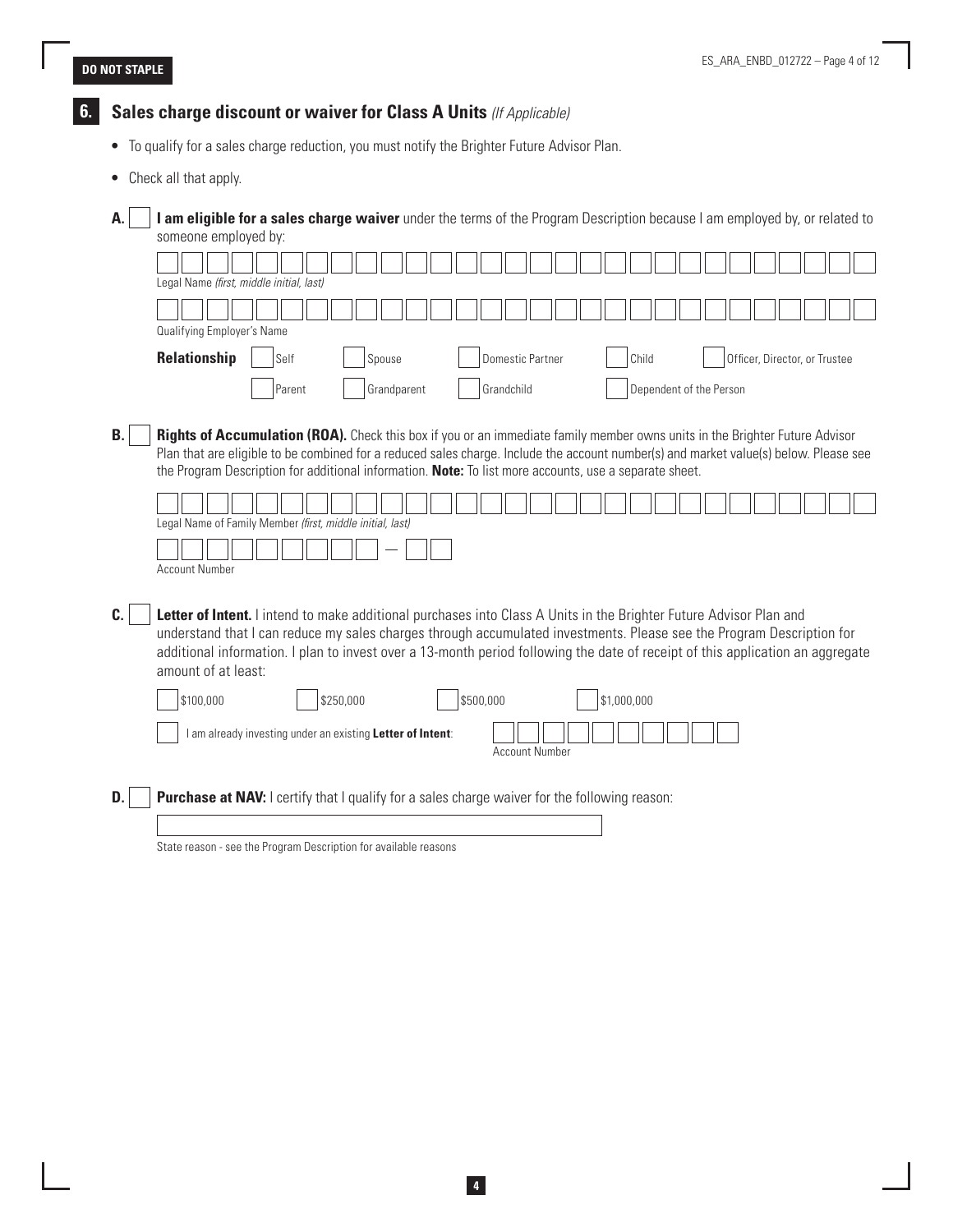**DO NOT STAPLE**

## 6. Sales charge discount or waiver for Class A Units *(If Applicable)*

- To qualify for a sales charge reduction, you must notify the Brighter Future Advisor Plan.
- Check all that apply.

**A.** ☐ **I am eligible for a sales charge waiver** under the terms of the Program Description because I am employed by, or related to someone employed by:

Legal Name *(first, middle initial, last)*

Qualifying Employer's Name

**Relationship** ☐ Self ☐ Spouse ☐ Domestic Partner ☐ Child ☐ Officer, Director, or Trustee ☐ Parent ☐ Grandparent ☐ Grandchild ☐ Dependent of the Person

**B.** ☐ **Rights of Accumulation (ROA).** Check this box if you or an immediate family member owns units in the Brighter Future Advisor Plan that are eligible to be combined for a reduced sales charge. Include the account number(s) and market value(s) below. Please see the Program Description for additional information. **Note:** To list more accounts, use a separate sheet.

Legal Name of Family Member *(first, middle initial, last)*

Account Number

**C.** ☐ **Letter of Intent.** I intend to make additional purchases into Class A Units in the Brighter Future Advisor Plan and understand that I can reduce my sales charges through accumulated investments. Please see the Program Description for additional information. I plan to invest over a 13-month period following the date of receipt of this application an aggregate amount of at least:

☐ $100,000 ☐ $250,000 ☐ $500,000 ☐ $1,000,000

☐ I am already investing under an existing **Letter of Intent**: Account Number

**D.** ☐ **Purchase at NAV:** I certify that I qualify for a sales charge waiver for the following reason:

State reason - see the Program Description for available reasons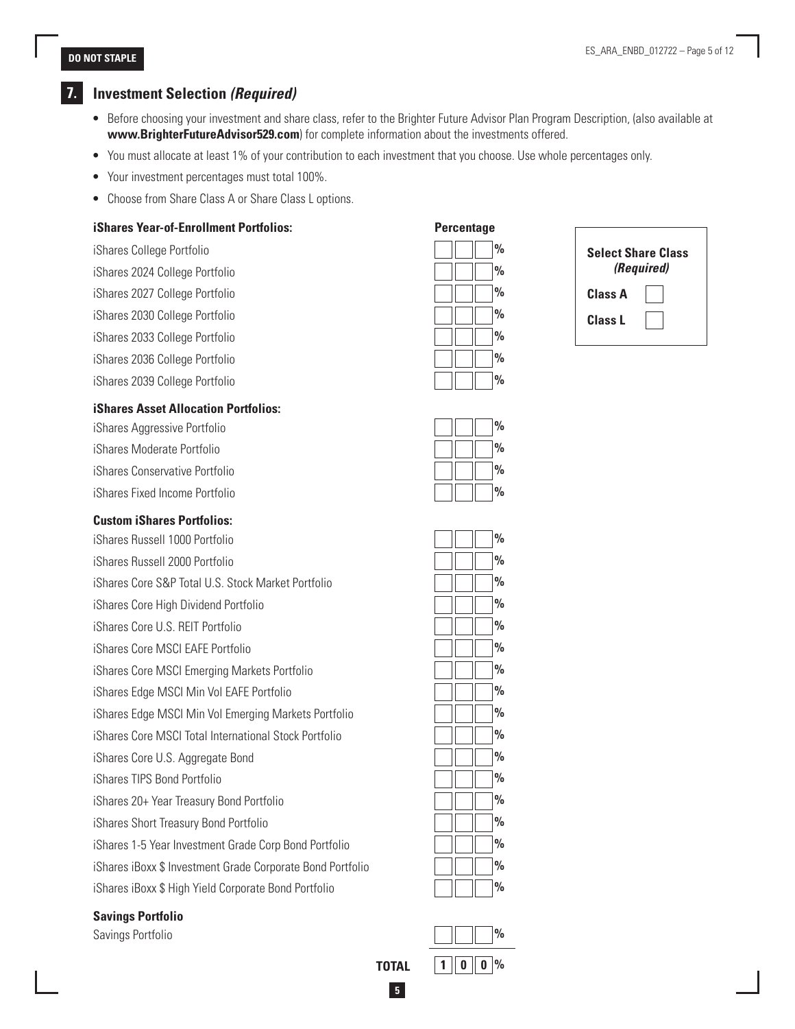**DO NOT STAPLE**

## 7. Investment Selection *(Required)*

- Before choosing your investment and share class, refer to the Brighter Future Advisor Plan Program Description, (also available at **www.BrighterFutureAdvisor529.com**) for complete information about the investments offered.
- You must allocate at least 1% of your contribution to each investment that you choose. Use whole percentages only.
- Your investment percentages must total 100%.
- Choose from Share Class A or Share Class L options.

**Select Share Class *(Required)***

- **Class A** ☐
- **Class L** ☐

| **iShares Year-of-Enrollment Portfolios:** | **Percentage** |
|---|---|
| iShares College Portfolio | ___ % |
| iShares 2024 College Portfolio | ___ % |
| iShares 2027 College Portfolio | ___ % |
| iShares 2030 College Portfolio | ___ % |
| iShares 2033 College Portfolio | ___ % |
| iShares 2036 College Portfolio | ___ % |
| iShares 2039 College Portfolio | ___ % |
| **iShares Asset Allocation Portfolios:** | |
| iShares Aggressive Portfolio | ___ % |
| iShares Moderate Portfolio | ___ % |
| iShares Conservative Portfolio | ___ % |
| iShares Fixed Income Portfolio | ___ % |
| **Custom iShares Portfolios:** | |
| iShares Russell 1000 Portfolio | ___ % |
| iShares Russell 2000 Portfolio | ___ % |
| iShares Core S&P Total U.S. Stock Market Portfolio | ___ % |
| iShares Core High Dividend Portfolio | ___ % |
| iShares Core U.S. REIT Portfolio | ___ % |
| iShares Core MSCI EAFE Portfolio | ___ % |
| iShares Core MSCI Emerging Markets Portfolio | ___ % |
| iShares Edge MSCI Min Vol EAFE Portfolio | ___ % |
| iShares Edge MSCI Min Vol Emerging Markets Portfolio | ___ % |
| iShares Core MSCI Total International Stock Portfolio | ___ % |
| iShares Core U.S. Aggregate Bond | ___ % |
| iShares TIPS Bond Portfolio | ___ % |
| iShares 20+ Year Treasury Bond Portfolio | ___ % |
| iShares Short Treasury Bond Portfolio | ___ % |
| iShares 1-5 Year Investment Grade Corp Bond Portfolio | ___ % |
| iShares iBoxx $ Investment Grade Corporate Bond Portfolio | ___ % |
| iShares iBoxx $ High Yield Corporate Bond Portfolio | ___ % |
| **Savings Portfolio** | |
| Savings Portfolio | ___ % |
| **TOTAL** | **100 %** |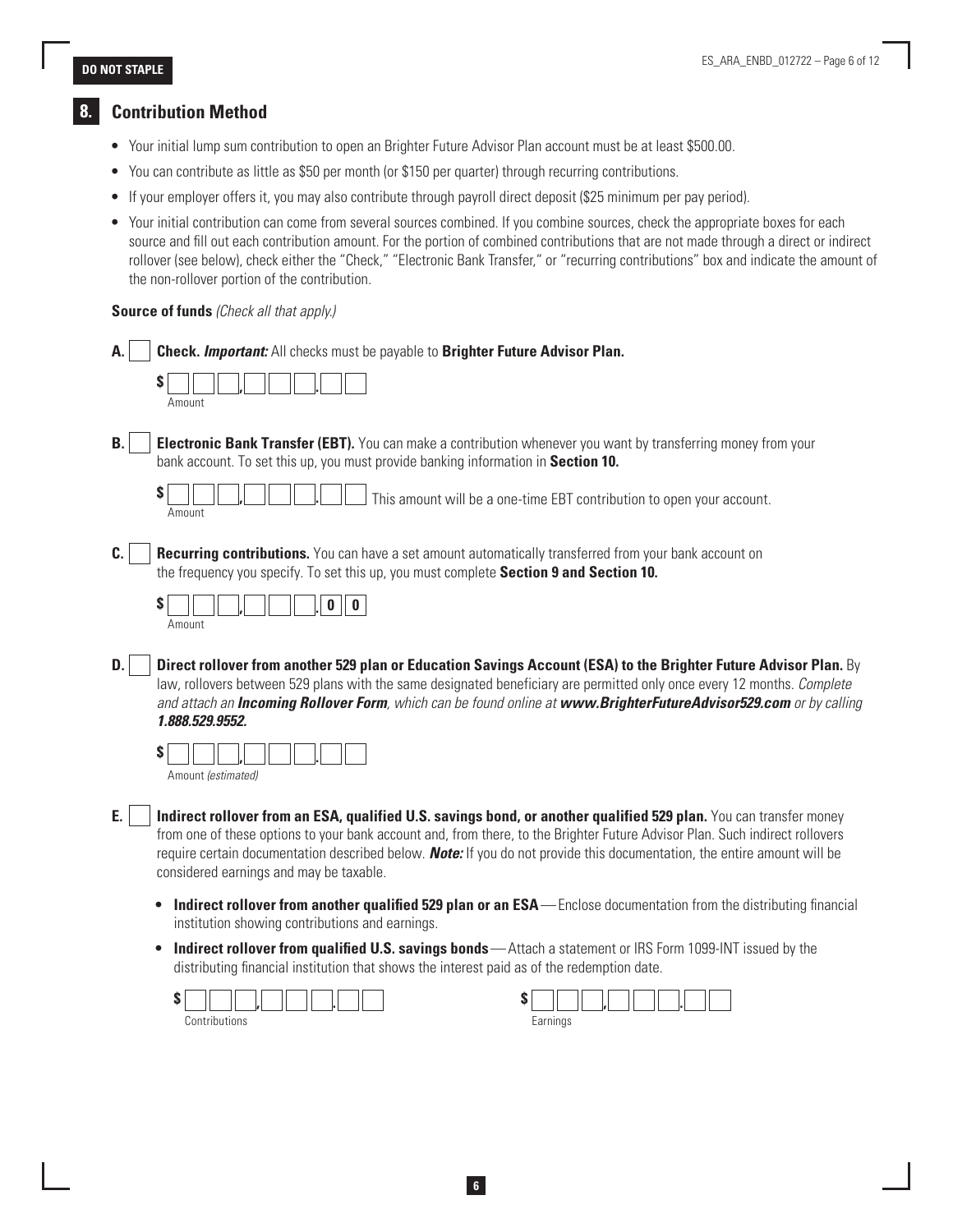**DO NOT STAPLE**

## 8. Contribution Method

- Your initial lump sum contribution to open an Brighter Future Advisor Plan account must be at least $500.00.
- You can contribute as little as $50 per month (or $150 per quarter) through recurring contributions.
- If your employer offers it, you may also contribute through payroll direct deposit ($25 minimum per pay period).
- Your initial contribution can come from several sources combined. If you combine sources, check the appropriate boxes for each source and fill out each contribution amount. For the portion of combined contributions that are not made through a direct or indirect rollover (see below), check either the "Check," "Electronic Bank Transfer," or "recurring contributions" box and indicate the amount of the non-rollover portion of the contribution.

**Source of funds** *(Check all that apply.)*

**A.** ☐ **Check.** ***Important:*** All checks must be payable to **Brighter Future Advisor Plan.**

$ ___ , ___ . ___
Amount

**B.** ☐ **Electronic Bank Transfer (EBT).** You can make a contribution whenever you want by transferring money from your bank account. To set this up, you must provide banking information in **Section 10.**

$ ___ , ___ . ___ This amount will be a one-time EBT contribution to open your account.
Amount

**C.** ☐ **Recurring contributions.** You can have a set amount automatically transferred from your bank account on the frequency you specify. To set this up, you must complete **Section 9 and Section 10.**

$ ___ , ___ . 0 0
Amount

**D.** ☐ **Direct rollover from another 529 plan or Education Savings Account (ESA) to the Brighter Future Advisor Plan.** By law, rollovers between 529 plans with the same designated beneficiary are permitted only once every 12 months. *Complete and attach an **Incoming Rollover Form**, which can be found online at **www.BrighterFutureAdvisor529.com** or by calling **1.888.529.9552.***

$ ___ , ___ . ___
Amount *(estimated)*

**E.** ☐ **Indirect rollover from an ESA, qualified U.S. savings bond, or another qualified 529 plan.** You can transfer money from one of these options to your bank account and, from there, to the Brighter Future Advisor Plan. Such indirect rollovers require certain documentation described below. ***Note:*** If you do not provide this documentation, the entire amount will be considered earnings and may be taxable.

- **Indirect rollover from another qualified 529 plan or an ESA**—Enclose documentation from the distributing financial institution showing contributions and earnings.
- **Indirect rollover from qualified U.S. savings bonds**—Attach a statement or IRS Form 1099-INT issued by the distributing financial institution that shows the interest paid as of the redemption date.

$ ___ , ___ . ___
Contributions

$ ___ , ___ . ___
Earnings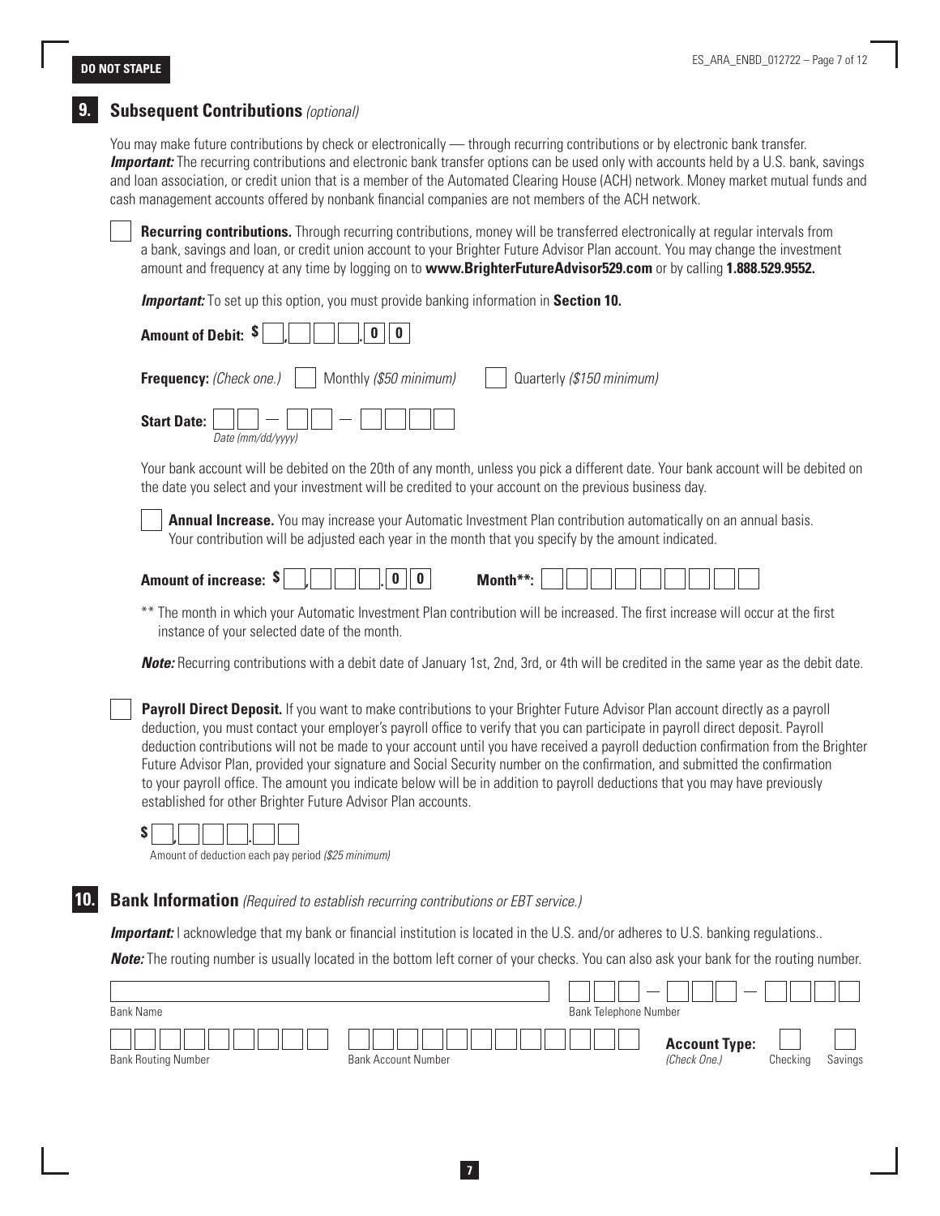**DO NOT STAPLE**

## 9. Subsequent Contributions *(optional)*

You may make future contributions by check or electronically — through recurring contributions or by electronic bank transfer. ***Important:*** The recurring contributions and electronic bank transfer options can be used only with accounts held by a U.S. bank, savings and loan association, or credit union that is a member of the Automated Clearing House (ACH) network. Money market mutual funds and cash management accounts offered by nonbank financial companies are not members of the ACH network.

☐ **Recurring contributions.** Through recurring contributions, money will be transferred electronically at regular intervals from a bank, savings and loan, or credit union account to your Brighter Future Advisor Plan account. You may change the investment amount and frequency at any time by logging on to **www.BrighterFutureAdvisor529.com** or by calling **1.888.529.9552.**

***Important:*** To set up this option, you must provide banking information in **Section 10.**

**Amount of Debit:** $ ___,___ ___ ___.0 0

**Frequency:** *(Check one.)* ☐ Monthly *($50 minimum)* ☐ Quarterly *($150 minimum)*

**Start Date:** ___ ___ – ___ ___ – ___ ___ ___ ___
*Date (mm/dd/yyyy)*

Your bank account will be debited on the 20th of any month, unless you pick a different date. Your bank account will be debited on the date you select and your investment will be credited to your account on the previous business day.

☐ **Annual Increase.** You may increase your Automatic Investment Plan contribution automatically on an annual basis. Your contribution will be adjusted each year in the month that you specify by the amount indicated.

**Amount of increase:** $ ___,___ ___ ___.0 0 **Month\*\*:** ______________________

\*\* The month in which your Automatic Investment Plan contribution will be increased. The first increase will occur at the first instance of your selected date of the month.

***Note:*** Recurring contributions with a debit date of January 1st, 2nd, 3rd, or 4th will be credited in the same year as the debit date.

☐ **Payroll Direct Deposit.** If you want to make contributions to your Brighter Future Advisor Plan account directly as a payroll deduction, you must contact your employer's payroll office to verify that you can participate in payroll direct deposit. Payroll deduction contributions will not be made to your account until you have received a payroll deduction confirmation from the Brighter Future Advisor Plan, provided your signature and Social Security number on the confirmation, and submitted the confirmation to your payroll office. The amount you indicate below will be in addition to payroll deductions that you may have previously established for other Brighter Future Advisor Plan accounts.

$ ___,___ ___ ___.___ ___
Amount of deduction each pay period *($25 minimum)*

## 10. Bank Information *(Required to establish recurring contributions or EBT service.)*

***Important:*** I acknowledge that my bank or financial institution is located in the U.S. and/or adheres to U.S. banking regulations..

***Note:*** The routing number is usually located in the bottom left corner of your checks. You can also ask your bank for the routing number.

Bank Name: ______________________________

Bank Telephone Number: ___ ___ ___ – ___ ___ ___ – ___ ___ ___ ___

Bank Routing Number: ______________________

Bank Account Number: ______________________

**Account Type:** *(Check One.)* ☐ Checking ☐ Savings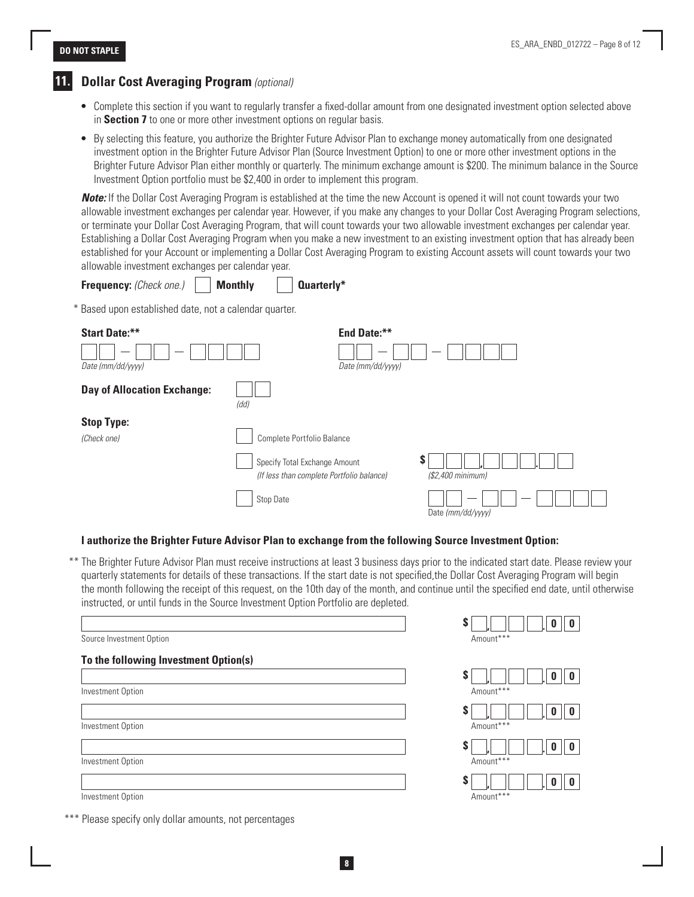DO NOT STAPLE

## 11. Dollar Cost Averaging Program *(optional)*

- Complete this section if you want to regularly transfer a fixed-dollar amount from one designated investment option selected above in **Section 7** to one or more other investment options on regular basis.
- By selecting this feature, you authorize the Brighter Future Advisor Plan to exchange money automatically from one designated investment option in the Brighter Future Advisor Plan (Source Investment Option) to one or more other investment options in the Brighter Future Advisor Plan either monthly or quarterly. The minimum exchange amount is $200. The minimum balance in the Source Investment Option portfolio must be $2,400 in order to implement this program.

***Note:*** If the Dollar Cost Averaging Program is established at the time the new Account is opened it will not count towards your two allowable investment exchanges per calendar year. However, if you make any changes to your Dollar Cost Averaging Program selections, or terminate your Dollar Cost Averaging Program, that will count towards your two allowable investment exchanges per calendar year. Establishing a Dollar Cost Averaging Program when you make a new investment to an existing investment option that has already been established for your Account or implementing a Dollar Cost Averaging Program to existing Account assets will count towards your two allowable investment exchanges per calendar year.

**Frequency:** *(Check one.)* ☐ **Monthly** ☐ **Quarterly***

\* Based upon established date, not a calendar quarter.

**Start Date:**\*\* ☐☐ – ☐☐ – ☐☐☐☐ *Date (mm/dd/yyyy)*

**End Date:**\*\* ☐☐ – ☐☐ – ☐☐☐☐ *Date (mm/dd/yyyy)*

**Day of Allocation Exchange:** ☐☐ *(dd)*

**Stop Type:**
*(Check one)*

☐ Complete Portfolio Balance

☐ Specify Total Exchange Amount *(If less than complete Portfolio balance)* $ ☐☐,☐☐☐.☐☐ *($2,400 minimum)*

☐ Stop Date ☐☐ – ☐☐ – ☐☐☐☐ Date *(mm/dd/yyyy)*

**I authorize the Brighter Future Advisor Plan to exchange from the following Source Investment Option:**

\*\* The Brighter Future Advisor Plan must receive instructions at least 3 business days prior to the indicated start date. Please review your quarterly statements for details of these transactions. If the start date is not specified,the Dollar Cost Averaging Program will begin the month following the receipt of this request, on the 10th day of the month, and continue until the specified end date, until otherwise instructed, or until funds in the Source Investment Option Portfolio are depleted.

Source Investment Option: ____________________ Amount\*\*\* $ ☐,☐☐☐.00

**To the following Investment Option(s)**

Investment Option: ____________________ Amount\*\*\* $ ☐,☐☐☐.00

Investment Option: ____________________ Amount\*\*\* $ ☐,☐☐☐.00

Investment Option: ____________________ Amount\*\*\* $ ☐,☐☐☐.00

Investment Option: ____________________ Amount\*\*\* $ ☐,☐☐☐.00

\*\*\* Please specify only dollar amounts, not percentages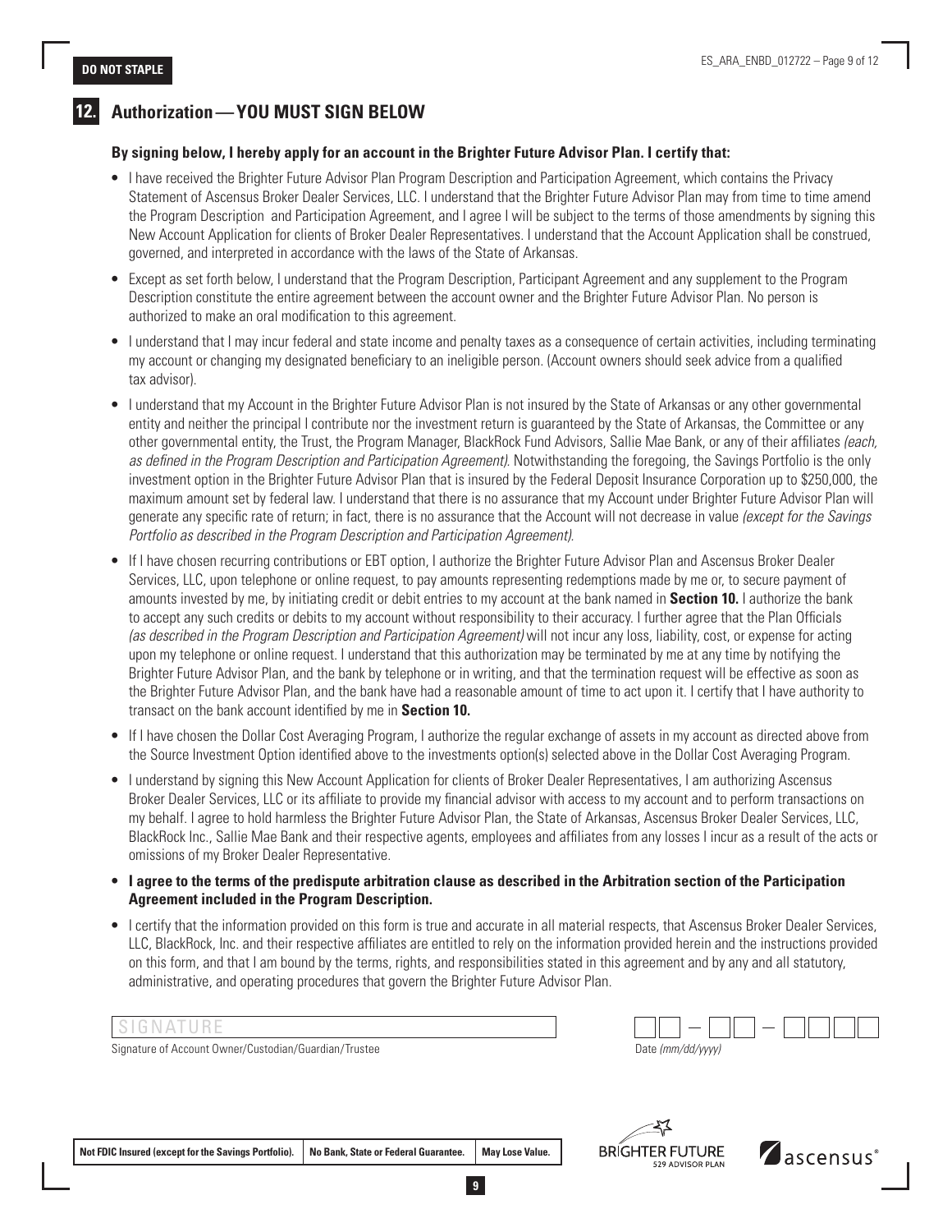**DO NOT STAPLE**

## 12. Authorization — YOU MUST SIGN BELOW

**By signing below, I hereby apply for an account in the Brighter Future Advisor Plan. I certify that:**

- I have received the Brighter Future Advisor Plan Program Description and Participation Agreement, which contains the Privacy Statement of Ascensus Broker Dealer Services, LLC. I understand that the Brighter Future Advisor Plan may from time to time amend the Program Description and Participation Agreement, and I agree I will be subject to the terms of those amendments by signing this New Account Application for clients of Broker Dealer Representatives. I understand that the Account Application shall be construed, governed, and interpreted in accordance with the laws of the State of Arkansas.
- Except as set forth below, I understand that the Program Description, Participant Agreement and any supplement to the Program Description constitute the entire agreement between the account owner and the Brighter Future Advisor Plan. No person is authorized to make an oral modification to this agreement.
- I understand that I may incur federal and state income and penalty taxes as a consequence of certain activities, including terminating my account or changing my designated beneficiary to an ineligible person. (Account owners should seek advice from a qualified tax advisor).
- I understand that my Account in the Brighter Future Advisor Plan is not insured by the State of Arkansas or any other governmental entity and neither the principal I contribute nor the investment return is guaranteed by the State of Arkansas, the Committee or any other governmental entity, the Trust, the Program Manager, BlackRock Fund Advisors, Sallie Mae Bank, or any of their affiliates *(each, as defined in the Program Description and Participation Agreement)*. Notwithstanding the foregoing, the Savings Portfolio is the only investment option in the Brighter Future Advisor Plan that is insured by the Federal Deposit Insurance Corporation up to $250,000, the maximum amount set by federal law. I understand that there is no assurance that my Account under Brighter Future Advisor Plan will generate any specific rate of return; in fact, there is no assurance that the Account will not decrease in value *(except for the Savings Portfolio as described in the Program Description and Participation Agreement)*.
- If I have chosen recurring contributions or EBT option, I authorize the Brighter Future Advisor Plan and Ascensus Broker Dealer Services, LLC, upon telephone or online request, to pay amounts representing redemptions made by me or, to secure payment of amounts invested by me, by initiating credit or debit entries to my account at the bank named in **Section 10.** I authorize the bank to accept any such credits or debits to my account without responsibility to their accuracy. I further agree that the Plan Officials *(as described in the Program Description and Participation Agreement)* will not incur any loss, liability, cost, or expense for acting upon my telephone or online request. I understand that this authorization may be terminated by me at any time by notifying the Brighter Future Advisor Plan, and the bank by telephone or in writing, and that the termination request will be effective as soon as the Brighter Future Advisor Plan, and the bank have had a reasonable amount of time to act upon it. I certify that I have authority to transact on the bank account identified by me in **Section 10.**
- If I have chosen the Dollar Cost Averaging Program, I authorize the regular exchange of assets in my account as directed above from the Source Investment Option identified above to the investments option(s) selected above in the Dollar Cost Averaging Program.
- I understand by signing this New Account Application for clients of Broker Dealer Representatives, I am authorizing Ascensus Broker Dealer Services, LLC or its affiliate to provide my financial advisor with access to my account and to perform transactions on my behalf. I agree to hold harmless the Brighter Future Advisor Plan, the State of Arkansas, Ascensus Broker Dealer Services, LLC, BlackRock Inc., Sallie Mae Bank and their respective agents, employees and affiliates from any losses I incur as a result of the acts or omissions of my Broker Dealer Representative.
- **I agree to the terms of the predispute arbitration clause as described in the Arbitration section of the Participation Agreement included in the Program Description.**
- I certify that the information provided on this form is true and accurate in all material respects, that Ascensus Broker Dealer Services, LLC, BlackRock, Inc. and their respective affiliates are entitled to rely on the information provided herein and the instructions provided on this form, and that I am bound by the terms, rights, and responsibilities stated in this agreement and by any and all statutory, administrative, and operating procedures that govern the Brighter Future Advisor Plan.

SIGNATURE ______________________________ &nbsp;&nbsp;&nbsp;&nbsp; __ __ – __ __ – __ __ __ __

Signature of Account Owner/Custodian/Guardian/Trustee &nbsp;&nbsp;&nbsp;&nbsp; Date *(mm/dd/yyyy)*

| Not FDIC Insured (except for the Savings Portfolio). | No Bank, State or Federal Guarantee. | May Lose Value. |
| --- | --- | --- |

BRIGHTER FUTURE 529 ADVISOR PLAN &nbsp;&nbsp; ascensus®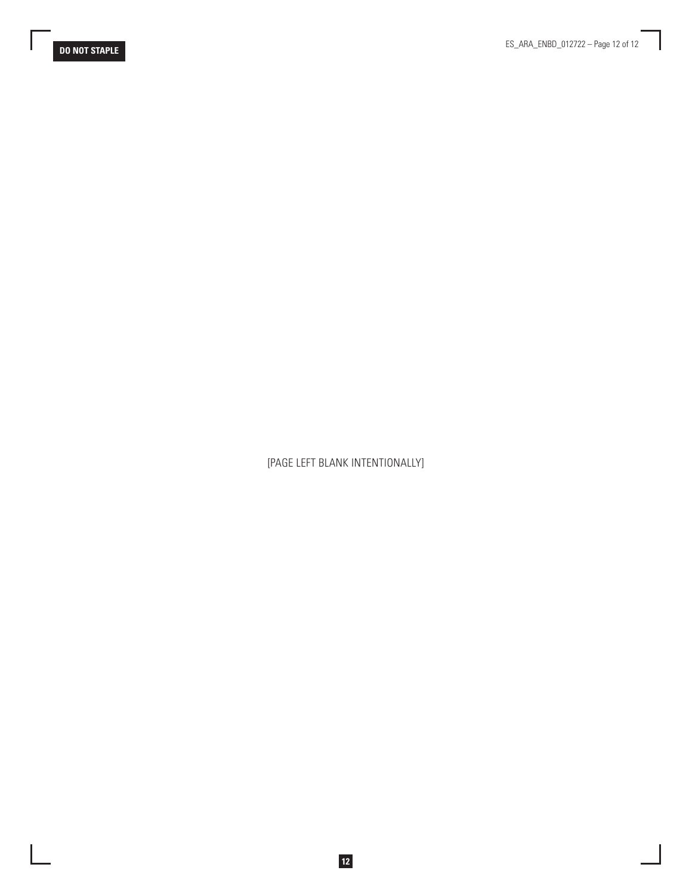DO NOT STAPLE

[PAGE LEFT BLANK INTENTIONALLY]